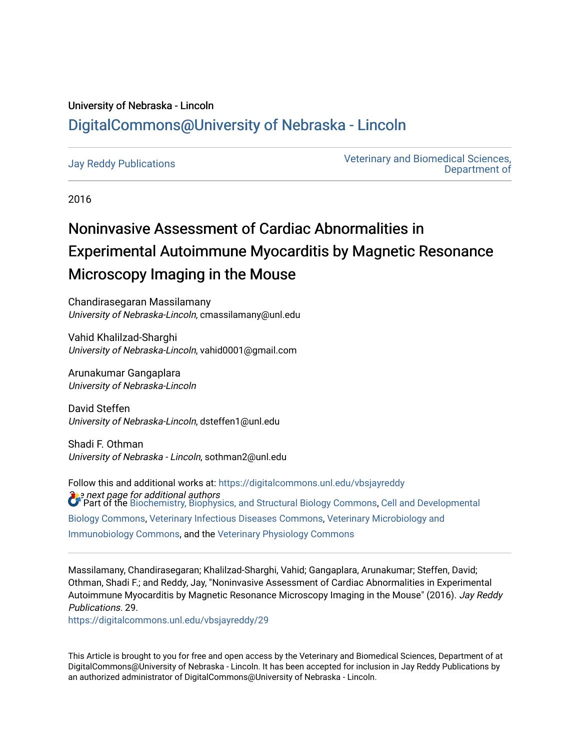University of Nebraska - Lincoln

# DigitalCommons@University of Nebraska - Lincoln

Jay Reddy Publications

Veterinary and Biomedical Sciences, Department of

2016

# Noninvasive Assessment of Cardiac Abnormalities in Experimental Autoimmune Myocarditis by Magnetic Resonance Microscopy Imaging in the Mouse

Chandirasegaran Massilamany
*University of Nebraska-Lincoln*, cmassilamany@unl.edu

Vahid Khalilzad-Sharghi
*University of Nebraska-Lincoln*, vahid0001@gmail.com

Arunakumar Gangaplara
*University of Nebraska-Lincoln*

David Steffen
*University of Nebraska-Lincoln*, dsteffen1@unl.edu

Shadi F. Othman
*University of Nebraska - Lincoln*, sothman2@unl.edu

*See next page for additional authors*

Follow this and additional works at: https://digitalcommons.unl.edu/vbsjayreddy

Part of the Biochemistry, Biophysics, and Structural Biology Commons, Cell and Developmental Biology Commons, Veterinary Infectious Diseases Commons, Veterinary Microbiology and Immunobiology Commons, and the Veterinary Physiology Commons

Massilamany, Chandirasegaran; Khalilzad-Sharghi, Vahid; Gangaplara, Arunakumar; Steffen, David; Othman, Shadi F.; and Reddy, Jay, "Noninvasive Assessment of Cardiac Abnormalities in Experimental Autoimmune Myocarditis by Magnetic Resonance Microscopy Imaging in the Mouse" (2016). *Jay Reddy Publications*. 29.
https://digitalcommons.unl.edu/vbsjayreddy/29

This Article is brought to you for free and open access by the Veterinary and Biomedical Sciences, Department of at DigitalCommons@University of Nebraska - Lincoln. It has been accepted for inclusion in Jay Reddy Publications by an authorized administrator of DigitalCommons@University of Nebraska - Lincoln.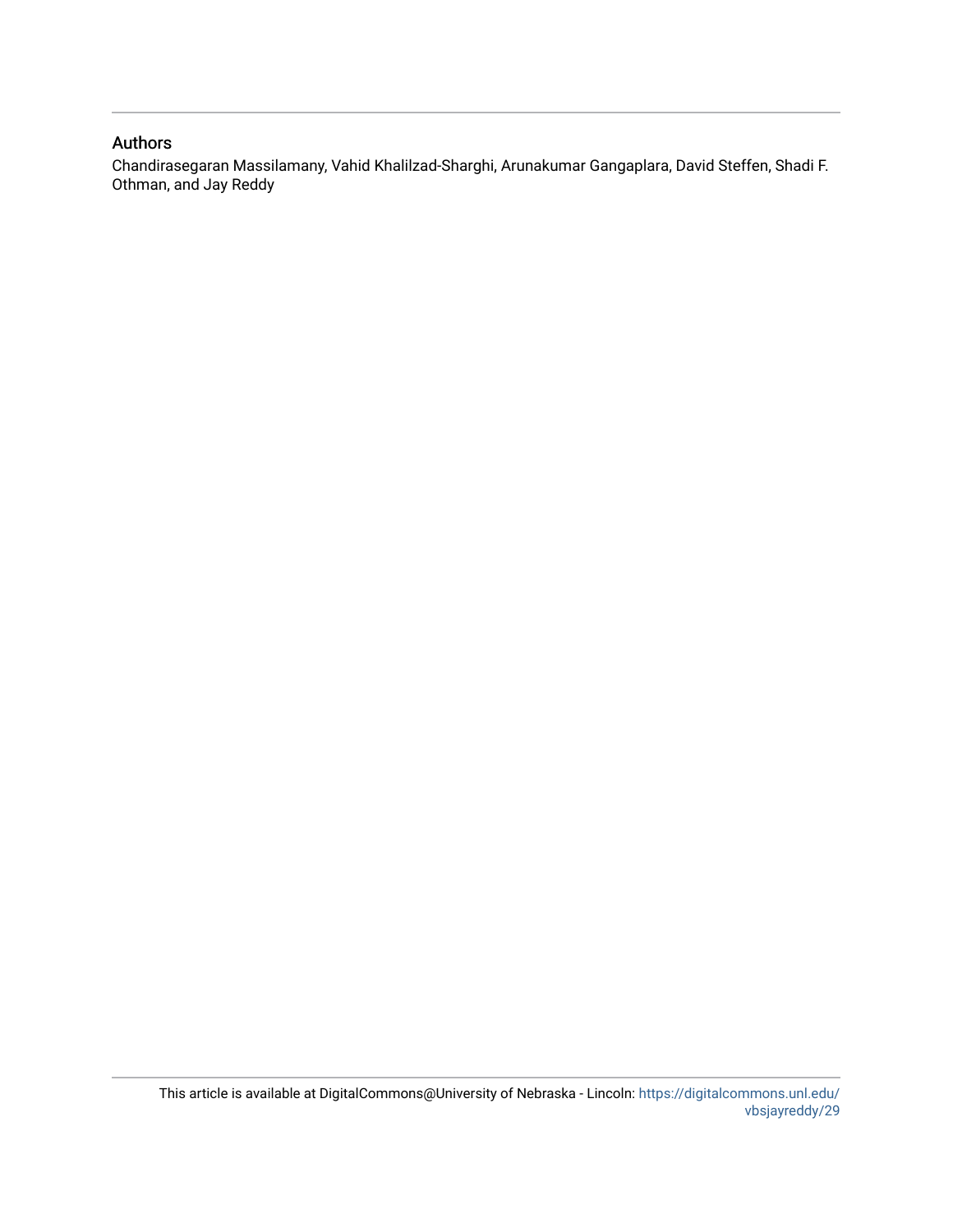## Authors

Chandirasegaran Massilamany, Vahid Khalilzad-Sharghi, Arunakumar Gangaplara, David Steffen, Shadi F. Othman, and Jay Reddy

This article is available at DigitalCommons@University of Nebraska - Lincoln: https://digitalcommons.unl.edu/vbsjayreddy/29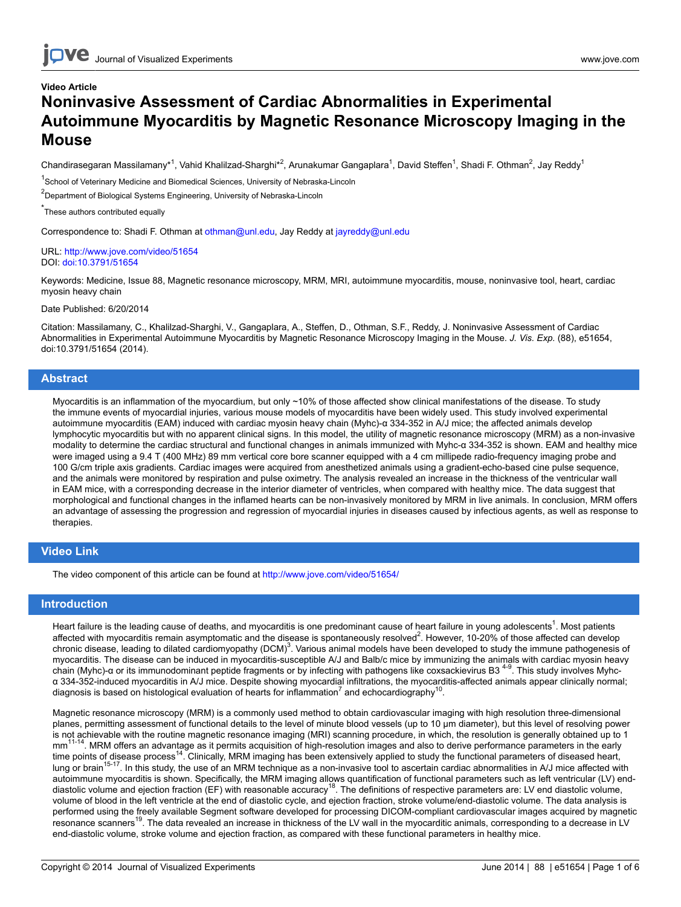Video Article

# Noninvasive Assessment of Cardiac Abnormalities in Experimental Autoimmune Myocarditis by Magnetic Resonance Microscopy Imaging in the Mouse

Chandirasegaran Massilamany*[1], Vahid Khalilzad-Sharghi*[2], Arunakumar Gangaplara[1], David Steffen[1], Shadi F. Othman[2], Jay Reddy[1]

[1]School of Veterinary Medicine and Biomedical Sciences, University of Nebraska-Lincoln

[2]Department of Biological Systems Engineering, University of Nebraska-Lincoln

*These authors contributed equally

Correspondence to: Shadi F. Othman at othman@unl.edu, Jay Reddy at jayreddy@unl.edu

URL: http://www.jove.com/video/51654
DOI: doi:10.3791/51654

Keywords: Medicine, Issue 88, Magnetic resonance microscopy, MRM, MRI, autoimmune myocarditis, mouse, noninvasive tool, heart, cardiac myosin heavy chain

Date Published: 6/20/2014

Citation: Massilamany, C., Khalilzad-Sharghi, V., Gangaplara, A., Steffen, D., Othman, S.F., Reddy, J. Noninvasive Assessment of Cardiac Abnormalities in Experimental Autoimmune Myocarditis by Magnetic Resonance Microscopy Imaging in the Mouse. *J. Vis. Exp.* (88), e51654, doi:10.3791/51654 (2014).

## Abstract

Myocarditis is an inflammation of the myocardium, but only ~10% of those affected show clinical manifestations of the disease. To study the immune events of myocardial injuries, various mouse models of myocarditis have been widely used. This study involved experimental autoimmune myocarditis (EAM) induced with cardiac myosin heavy chain (Myhc)-α 334-352 in A/J mice; the affected animals develop lymphocytic myocarditis but with no apparent clinical signs. In this model, the utility of magnetic resonance microscopy (MRM) as a non-invasive modality to determine the cardiac structural and functional changes in animals immunized with Myhc-α 334-352 is shown. EAM and healthy mice were imaged using a 9.4 T (400 MHz) 89 mm vertical core bore scanner equipped with a 4 cm millipede radio-frequency imaging probe and 100 G/cm triple axis gradients. Cardiac images were acquired from anesthetized animals using a gradient-echo-based cine pulse sequence, and the animals were monitored by respiration and pulse oximetry. The analysis revealed an increase in the thickness of the ventricular wall in EAM mice, with a corresponding decrease in the interior diameter of ventricles, when compared with healthy mice. The data suggest that morphological and functional changes in the inflamed hearts can be non-invasively monitored by MRM in live animals. In conclusion, MRM offers an advantage of assessing the progression and regression of myocardial injuries in diseases caused by infectious agents, as well as response to therapies.

## Video Link

The video component of this article can be found at http://www.jove.com/video/51654/

## Introduction

Heart failure is the leading cause of deaths, and myocarditis is one predominant cause of heart failure in young adolescents[1]. Most patients affected with myocarditis remain asymptomatic and the disease is spontaneously resolved[2]. However, 10-20% of those affected can develop chronic disease, leading to dilated cardiomyopathy (DCM)[3]. Various animal models have been developed to study the immune pathogenesis of myocarditis. The disease can be induced in myocarditis-susceptible A/J and Balb/c mice by immunizing the animals with cardiac myosin heavy chain (Myhc)-α or its immunodominant peptide fragments or by infecting with pathogens like coxsackievirus B3 [4-9]. This study involves Myhc-α 334-352-induced myocarditis in A/J mice. Despite showing myocardial infiltrations, the myocarditis-affected animals appear clinically normal; diagnosis is based on histological evaluation of hearts for inflammation[7] and echocardiography[10].

Magnetic resonance microscopy (MRM) is a commonly used method to obtain cardiovascular imaging with high resolution three-dimensional planes, permitting assessment of functional details to the level of minute blood vessels (up to 10 µm diameter), but this level of resolving power is not achievable with the routine magnetic resonance imaging (MRI) scanning procedure, in which, the resolution is generally obtained up to 1 mm[11-14]. MRM offers an advantage as it permits acquisition of high-resolution images and also to derive performance parameters in the early time points of disease process[14]. Clinically, MRM imaging has been extensively applied to study the functional parameters of diseased heart, lung or brain[15-17]. In this study, the use of an MRM technique as a non-invasive tool to ascertain cardiac abnormalities in A/J mice affected with autoimmune myocarditis is shown. Specifically, the MRM imaging allows quantification of functional parameters such as left ventricular (LV) end-diastolic volume and ejection fraction (EF) with reasonable accuracy[18]. The definitions of respective parameters are: LV end diastolic volume, volume of blood in the left ventricle at the end of diastolic cycle, and ejection fraction, stroke volume/end-diastolic volume. The data analysis is performed using the freely available Segment software developed for processing DICOM-compliant cardiovascular images acquired by magnetic resonance scanners[19]. The data revealed an increase in thickness of the LV wall in the myocarditic animals, corresponding to a decrease in LV end-diastolic volume, stroke volume and ejection fraction, as compared with these functional parameters in healthy mice.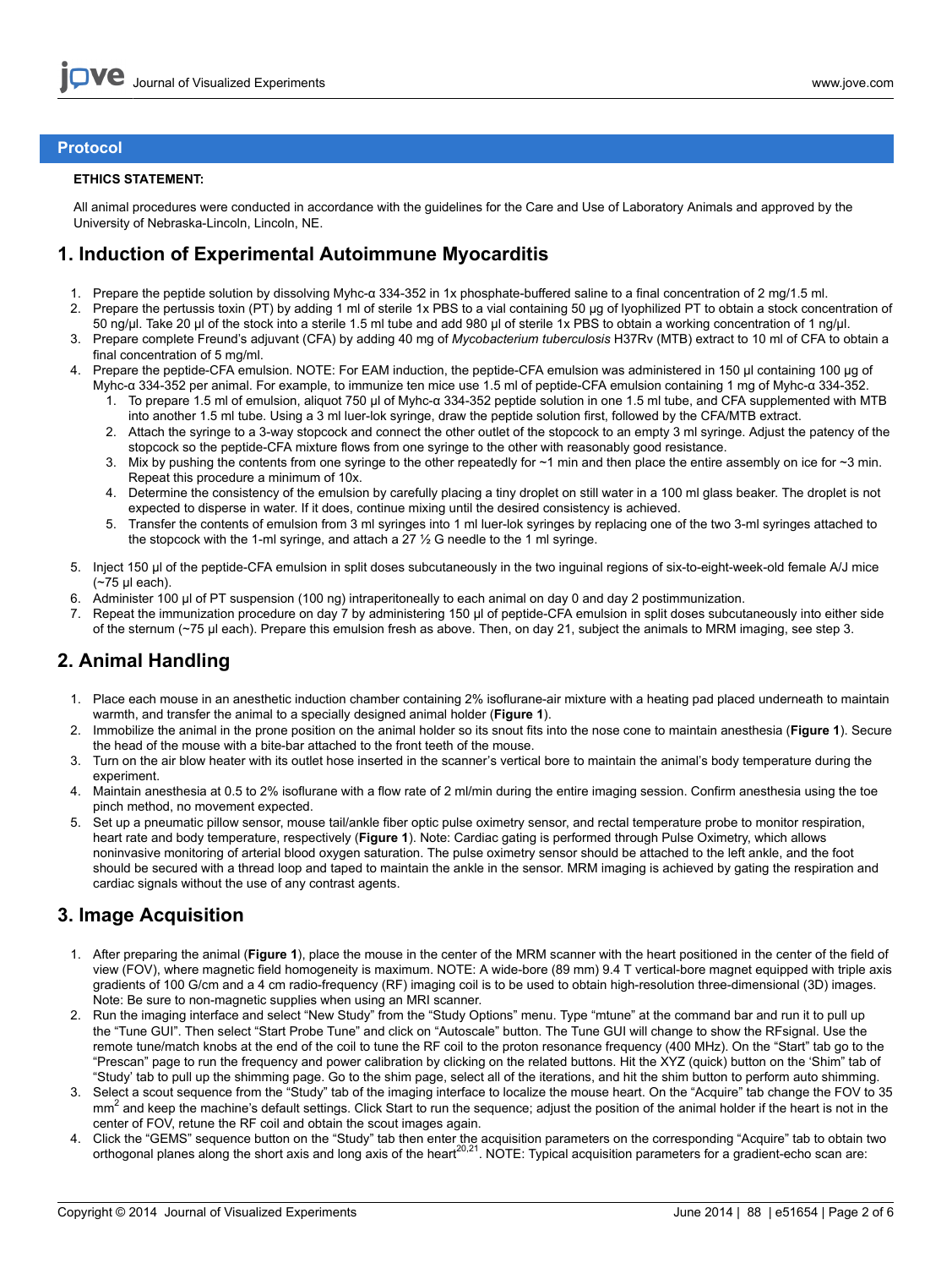## Protocol

**ETHICS STATEMENT:**

All animal procedures were conducted in accordance with the guidelines for the Care and Use of Laboratory Animals and approved by the University of Nebraska-Lincoln, Lincoln, NE.

## 1. Induction of Experimental Autoimmune Myocarditis

1. Prepare the peptide solution by dissolving Myhc-α 334-352 in 1x phosphate-buffered saline to a final concentration of 2 mg/1.5 ml.
2. Prepare the pertussis toxin (PT) by adding 1 ml of sterile 1x PBS to a vial containing 50 µg of lyophilized PT to obtain a stock concentration of 50 ng/µl. Take 20 µl of the stock into a sterile 1.5 ml tube and add 980 µl of sterile 1x PBS to obtain a working concentration of 1 ng/µl.
3. Prepare complete Freund's adjuvant (CFA) by adding 40 mg of *Mycobacterium tuberculosis* H37Rv (MTB) extract to 10 ml of CFA to obtain a final concentration of 5 mg/ml.
4. Prepare the peptide-CFA emulsion. NOTE: For EAM induction, the peptide-CFA emulsion was administered in 150 µl containing 100 µg of Myhc-α 334-352 per animal. For example, to immunize ten mice use 1.5 ml of peptide-CFA emulsion containing 1 mg of Myhc-α 334-352.
   1. To prepare 1.5 ml of emulsion, aliquot 750 µl of Myhc-α 334-352 peptide solution in one 1.5 ml tube, and CFA supplemented with MTB into another 1.5 ml tube. Using a 3 ml luer-lok syringe, draw the peptide solution first, followed by the CFA/MTB extract.
   2. Attach the syringe to a 3-way stopcock and connect the other outlet of the stopcock to an empty 3 ml syringe. Adjust the patency of the stopcock so the peptide-CFA mixture flows from one syringe to the other with reasonably good resistance.
   3. Mix by pushing the contents from one syringe to the other repeatedly for ~1 min and then place the entire assembly on ice for ~3 min. Repeat this procedure a minimum of 10x.
   4. Determine the consistency of the emulsion by carefully placing a tiny droplet on still water in a 100 ml glass beaker. The droplet is not expected to disperse in water. If it does, continue mixing until the desired consistency is achieved.
   5. Transfer the contents of emulsion from 3 ml syringes into 1 ml luer-lok syringes by replacing one of the two 3-ml syringes attached to the stopcock with the 1-ml syringe, and attach a 27 ½ G needle to the 1 ml syringe.
5. Inject 150 µl of the peptide-CFA emulsion in split doses subcutaneously in the two inguinal regions of six-to-eight-week-old female A/J mice (~75 µl each).
6. Administer 100 µl of PT suspension (100 ng) intraperitoneally to each animal on day 0 and day 2 postimmunization.
7. Repeat the immunization procedure on day 7 by administering 150 µl of peptide-CFA emulsion in split doses subcutaneously into either side of the sternum (~75 µl each). Prepare this emulsion fresh as above. Then, on day 21, subject the animals to MRM imaging, see step 3.

## 2. Animal Handling

1. Place each mouse in an anesthetic induction chamber containing 2% isoflurane-air mixture with a heating pad placed underneath to maintain warmth, and transfer the animal to a specially designed animal holder (**Figure 1**).
2. Immobilize the animal in the prone position on the animal holder so its snout fits into the nose cone to maintain anesthesia (**Figure 1**). Secure the head of the mouse with a bite-bar attached to the front teeth of the mouse.
3. Turn on the air blow heater with its outlet hose inserted in the scanner's vertical bore to maintain the animal's body temperature during the experiment.
4. Maintain anesthesia at 0.5 to 2% isoflurane with a flow rate of 2 ml/min during the entire imaging session. Confirm anesthesia using the toe pinch method, no movement expected.
5. Set up a pneumatic pillow sensor, mouse tail/ankle fiber optic pulse oximetry sensor, and rectal temperature probe to monitor respiration, heart rate and body temperature, respectively (**Figure 1**). Note: Cardiac gating is performed through Pulse Oximetry, which allows noninvasive monitoring of arterial blood oxygen saturation. The pulse oximetry sensor should be attached to the left ankle, and the foot should be secured with a thread loop and taped to maintain the ankle in the sensor. MRM imaging is achieved by gating the respiration and cardiac signals without the use of any contrast agents.

## 3. Image Acquisition

1. After preparing the animal (**Figure 1**), place the mouse in the center of the MRM scanner with the heart positioned in the center of the field of view (FOV), where magnetic field homogeneity is maximum. NOTE: A wide-bore (89 mm) 9.4 T vertical-bore magnet equipped with triple axis gradients of 100 G/cm and a 4 cm radio-frequency (RF) imaging coil is to be used to obtain high-resolution three-dimensional (3D) images. Note: Be sure to non-magnetic supplies when using an MRI scanner.
2. Run the imaging interface and select "New Study" from the "Study Options" menu. Type "mtune" at the command bar and run it to pull up the "Tune GUI". Then select "Start Probe Tune" and click on "Autoscale" button. The Tune GUI will change to show the RFsignal. Use the remote tune/match knobs at the end of the coil to tune the RF coil to the proton resonance frequency (400 MHz). On the "Start" tab go to the "Prescan" page to run the frequency and power calibration by clicking on the related buttons. Hit the XYZ (quick) button on the 'Shim" tab of "Study' tab to pull up the shimming page. Go to the shim page, select all of the iterations, and hit the shim button to perform auto shimming.
3. Select a scout sequence from the "Study" tab of the imaging interface to localize the mouse heart. On the "Acquire" tab change the FOV to 35 $mm^2$ and keep the machine's default settings. Click Start to run the sequence; adjust the position of the animal holder if the heart is not in the center of FOV, retune the RF coil and obtain the scout images again.
4. Click the "GEMS" sequence button on the "Study" tab then enter the acquisition parameters on the corresponding "Acquire" tab to obtain two orthogonal planes along the short axis and long axis of the heart[20,21]. NOTE: Typical acquisition parameters for a gradient-echo scan are: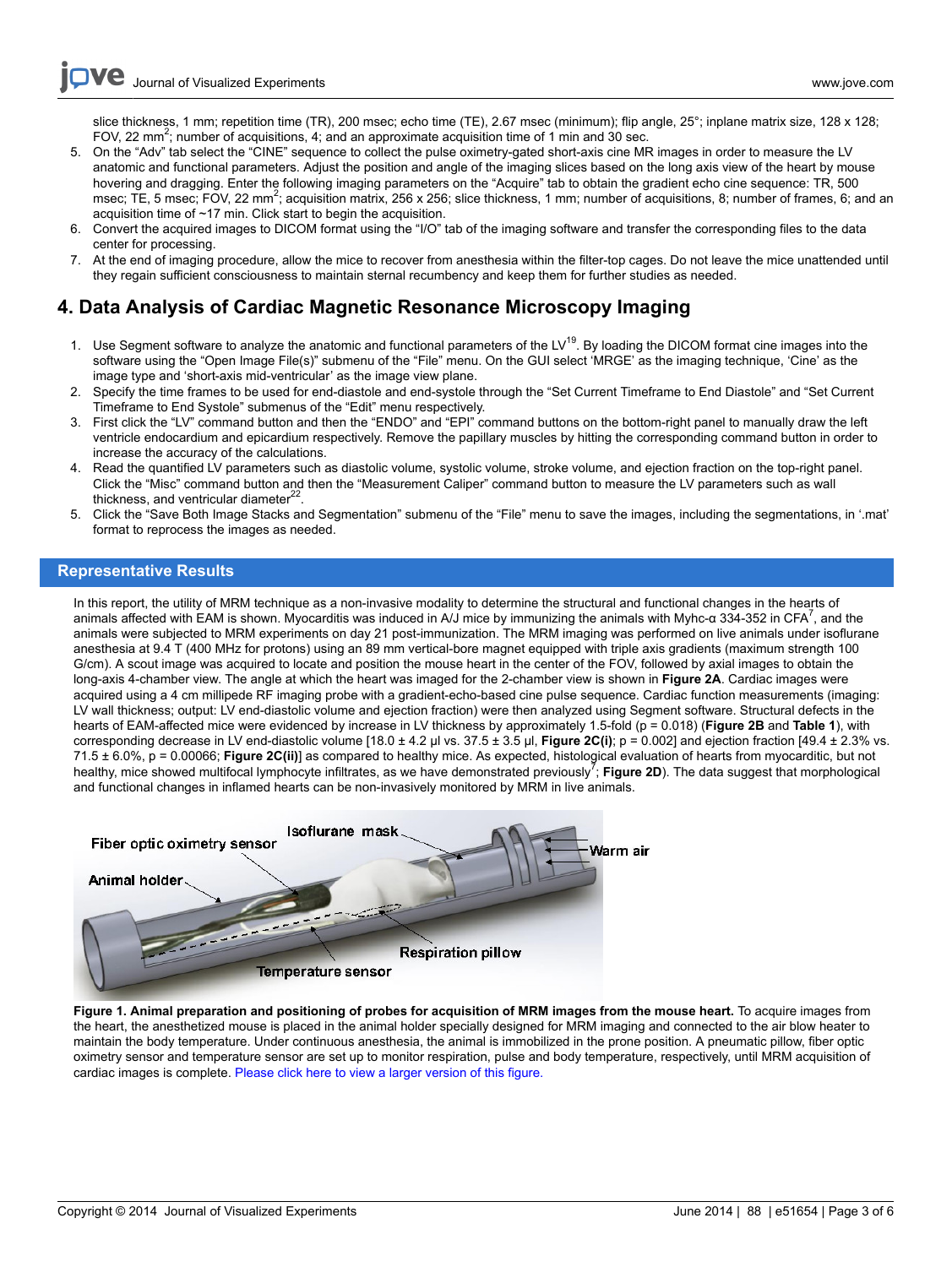slice thickness, 1 mm; repetition time (TR), 200 msec; echo time (TE), 2.67 msec (minimum); flip angle, 25°; inplane matrix size, 128 x 128; FOV, 22 mm$^2$; number of acquisitions, 4; and an approximate acquisition time of 1 min and 30 sec.

5. On the "Adv" tab select the "CINE" sequence to collect the pulse oximetry-gated short-axis cine MR images in order to measure the LV anatomic and functional parameters. Adjust the position and angle of the imaging slices based on the long axis view of the heart by mouse hovering and dragging. Enter the following imaging parameters on the "Acquire" tab to obtain the gradient echo cine sequence: TR, 500 msec; TE, 5 msec; FOV, 22 mm$^2$; acquisition matrix, 256 x 256; slice thickness, 1 mm; number of acquisitions, 8; number of frames, 6; and an acquisition time of ~17 min. Click start to begin the acquisition.
6. Convert the acquired images to DICOM format using the "I/O" tab of the imaging software and transfer the corresponding files to the data center for processing.
7. At the end of imaging procedure, allow the mice to recover from anesthesia within the filter-top cages. Do not leave the mice unattended until they regain sufficient consciousness to maintain sternal recumbency and keep them for further studies as needed.

## 4. Data Analysis of Cardiac Magnetic Resonance Microscopy Imaging

1. Use Segment software to analyze the anatomic and functional parameters of the LV[19]. By loading the DICOM format cine images into the software using the "Open Image File(s)" submenu of the "File" menu. On the GUI select 'MRGE' as the imaging technique, 'Cine' as the image type and 'short-axis mid-ventricular' as the image view plane.
2. Specify the time frames to be used for end-diastole and end-systole through the "Set Current Timeframe to End Diastole" and "Set Current Timeframe to End Systole" submenus of the "Edit" menu respectively.
3. First click the "LV" command button and then the "ENDO" and "EPI" command buttons on the bottom-right panel to manually draw the left ventricle endocardium and epicardium respectively. Remove the papillary muscles by hitting the corresponding command button in order to increase the accuracy of the calculations.
4. Read the quantified LV parameters such as diastolic volume, systolic volume, stroke volume, and ejection fraction on the top-right panel. Click the "Misc" command button and then the "Measurement Caliper" command button to measure the LV parameters such as wall thickness, and ventricular diameter[22].
5. Click the "Save Both Image Stacks and Segmentation" submenu of the "File" menu to save the images, including the segmentations, in '.mat' format to reprocess the images as needed.

## Representative Results

In this report, the utility of MRM technique as a non-invasive modality to determine the structural and functional changes in the hearts of animals affected with EAM is shown. Myocarditis was induced in A/J mice by immunizing the animals with Myhc-α 334-352 in CFA[7], and the animals were subjected to MRM experiments on day 21 post-immunization. The MRM imaging was performed on live animals under isoflurane anesthesia at 9.4 T (400 MHz for protons) using an 89 mm vertical-bore magnet equipped with triple axis gradients (maximum strength 100 G/cm). A scout image was acquired to locate and position the mouse heart in the center of the FOV, followed by axial images to obtain the long-axis 4-chamber view. The angle at which the heart was imaged for the 2-chamber view is shown in **Figure 2A**. Cardiac images were acquired using a 4 cm millipede RF imaging probe with a gradient-echo-based cine pulse sequence. Cardiac function measurements (imaging: LV wall thickness; output: LV end-diastolic volume and ejection fraction) were then analyzed using Segment software. Structural defects in the hearts of EAM-affected mice were evidenced by increase in LV thickness by approximately 1.5-fold ($p = 0.018$) (**Figure 2B** and **Table 1**), with corresponding decrease in LV end-diastolic volume [18.0 ± 4.2 µl vs. 37.5 ± 3.5 µl, **Figure 2C(i)**; $p = 0.002$] and ejection fraction [49.4 ± 2.3% vs. 71.5 ± 6.0%, $p = 0.00066$; **Figure 2C(ii)**] as compared to healthy mice. As expected, histological evaluation of hearts from myocarditic, but not healthy, mice showed multifocal lymphocyte infiltrates, as we have demonstrated previously[7]; **Figure 2D**). The data suggest that morphological and functional changes in inflamed hearts can be non-invasively monitored by MRM in live animals.

**Figure 1. Animal preparation and positioning of probes for acquisition of MRM images from the mouse heart.** To acquire images from the heart, the anesthetized mouse is placed in the animal holder specially designed for MRM imaging and connected to the air blow heater to maintain the body temperature. Under continuous anesthesia, the animal is immobilized in the prone position. A pneumatic pillow, fiber optic oximetry sensor and temperature sensor are set up to monitor respiration, pulse and body temperature, respectively, until MRM acquisition of cardiac images is complete. Please click here to view a larger version of this figure.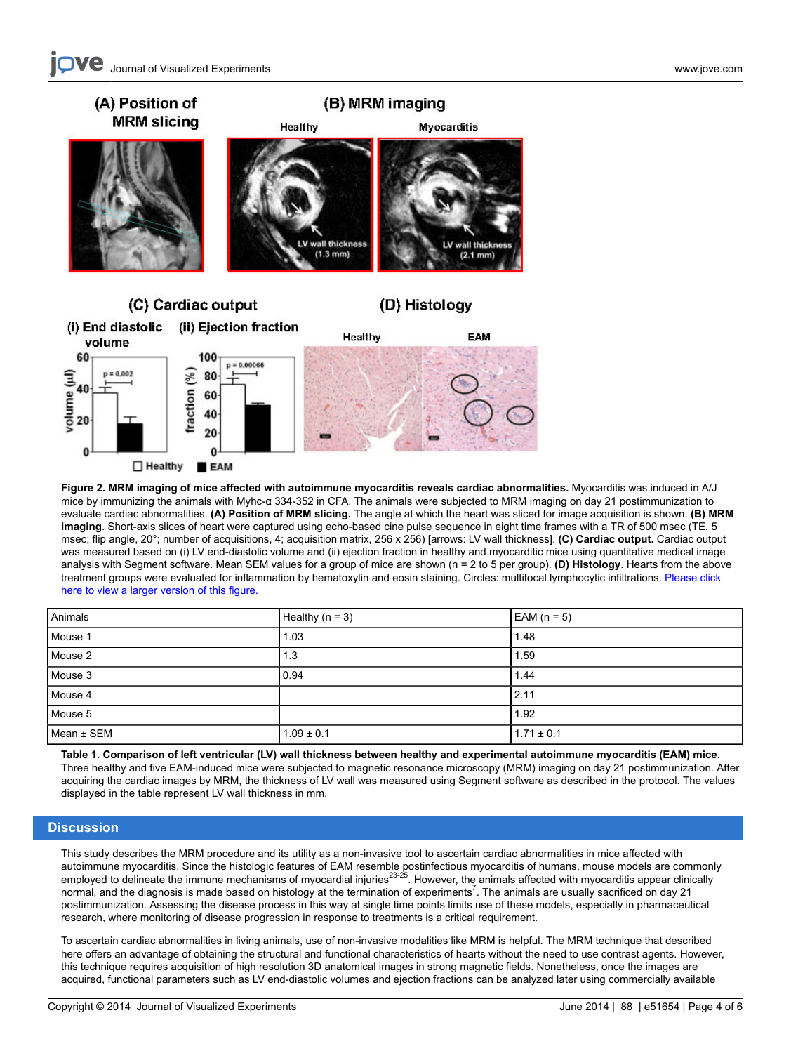**Figure 2. MRM imaging of mice affected with autoimmune myocarditis reveals cardiac abnormalities.** Myocarditis was induced in A/J mice by immunizing the animals with Myhc-α 334-352 in CFA. The animals were subjected to MRM imaging on day 21 postimmunization to evaluate cardiac abnormalities. **(A) Position of MRM slicing.** The angle at which the heart was sliced for image acquisition is shown. **(B) MRM imaging**. Short-axis slices of heart were captured using echo-based cine pulse sequence in eight time frames with a TR of 500 msec (TE, 5 msec; flip angle, 20°; number of acquisitions, 4; acquisition matrix, 256 x 256) [arrows: LV wall thickness]. **(C) Cardiac output.** Cardiac output was measured based on (i) LV end-diastolic volume and (ii) ejection fraction in healthy and myocarditic mice using quantitative medical image analysis with Segment software. Mean SEM values for a group of mice are shown (n = 2 to 5 per group). **(D) Histology**. Hearts from the above treatment groups were evaluated for inflammation by hematoxylin and eosin staining. Circles: multifocal lymphocytic infiltrations. Please click here to view a larger version of this figure.

| Animals | Healthy (n = 3) | EAM (n = 5) |
|---|---|---|
| Mouse 1 | 1.03 | 1.48 |
| Mouse 2 | 1.3 | 1.59 |
| Mouse 3 | 0.94 | 1.44 |
| Mouse 4 | | 2.11 |
| Mouse 5 | | 1.92 |
| Mean ± SEM | 1.09 ± 0.1 | 1.71 ± 0.1 |

**Table 1. Comparison of left ventricular (LV) wall thickness between healthy and experimental autoimmune myocarditis (EAM) mice.** Three healthy and five EAM-induced mice were subjected to magnetic resonance microscopy (MRM) imaging on day 21 postimmunization. After acquiring the cardiac images by MRM, the thickness of LV wall was measured using Segment software as described in the protocol. The values displayed in the table represent LV wall thickness in mm.

## Discussion

This study describes the MRM procedure and its utility as a non-invasive tool to ascertain cardiac abnormalities in mice affected with autoimmune myocarditis. Since the histologic features of EAM resemble postinfectious myocarditis of humans, mouse models are commonly employed to delineate the immune mechanisms of myocardial injuries[23-25]. However, the animals affected with myocarditis appear clinically normal, and the diagnosis is made based on histology at the termination of experiments[7]. The animals are usually sacrificed on day 21 postimmunization. Assessing the disease process in this way at single time points limits use of these models, especially in pharmaceutical research, where monitoring of disease progression in response to treatments is a critical requirement.

To ascertain cardiac abnormalities in living animals, use of non-invasive modalities like MRM is helpful. The MRM technique that described here offers an advantage of obtaining the structural and functional characteristics of hearts without the need to use contrast agents. However, this technique requires acquisition of high resolution 3D anatomical images in strong magnetic fields. Nonetheless, once the images are acquired, functional parameters such as LV end-diastolic volumes and ejection fractions can be analyzed later using commercially available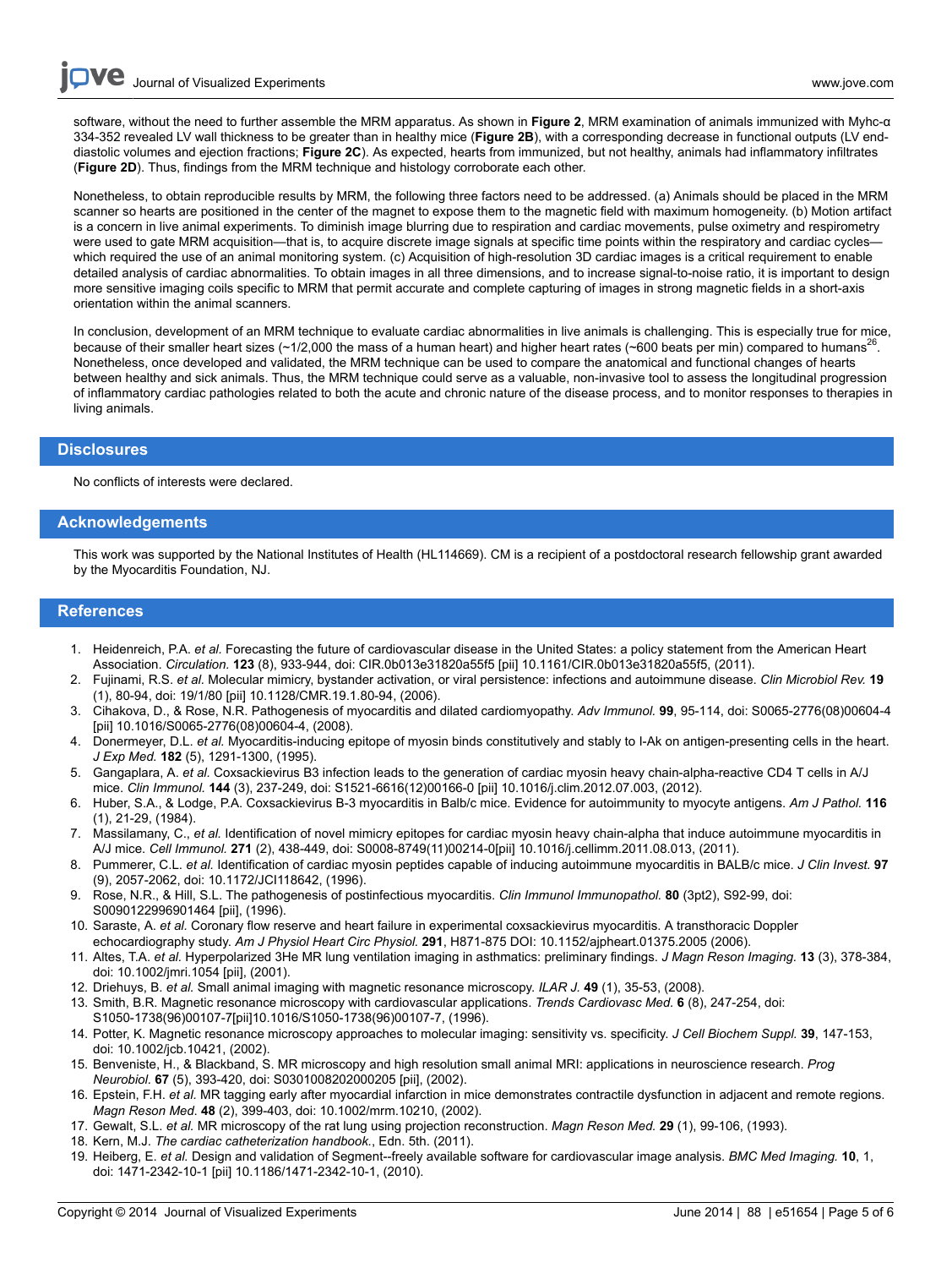software, without the need to further assemble the MRM apparatus. As shown in **Figure 2**, MRM examination of animals immunized with Myhc-α 334-352 revealed LV wall thickness to be greater than in healthy mice (**Figure 2B**), with a corresponding decrease in functional outputs (LV end-diastolic volumes and ejection fractions; **Figure 2C**). As expected, hearts from immunized, but not healthy, animals had inflammatory infiltrates (**Figure 2D**). Thus, findings from the MRM technique and histology corroborate each other.

Nonetheless, to obtain reproducible results by MRM, the following three factors need to be addressed. (a) Animals should be placed in the MRM scanner so hearts are positioned in the center of the magnet to expose them to the magnetic field with maximum homogeneity. (b) Motion artifact is a concern in live animal experiments. To diminish image blurring due to respiration and cardiac movements, pulse oximetry and respirometry were used to gate MRM acquisition—that is, to acquire discrete image signals at specific time points within the respiratory and cardiac cycles—which required the use of an animal monitoring system. (c) Acquisition of high-resolution 3D cardiac images is a critical requirement to enable detailed analysis of cardiac abnormalities. To obtain images in all three dimensions, and to increase signal-to-noise ratio, it is important to design more sensitive imaging coils specific to MRM that permit accurate and complete capturing of images in strong magnetic fields in a short-axis orientation within the animal scanners.

In conclusion, development of an MRM technique to evaluate cardiac abnormalities in live animals is challenging. This is especially true for mice, because of their smaller heart sizes (~1/2,000 the mass of a human heart) and higher heart rates (~600 beats per min) compared to humans[26]. Nonetheless, once developed and validated, the MRM technique can be used to compare the anatomical and functional changes of hearts between healthy and sick animals. Thus, the MRM technique could serve as a valuable, non-invasive tool to assess the longitudinal progression of inflammatory cardiac pathologies related to both the acute and chronic nature of the disease process, and to monitor responses to therapies in living animals.

## Disclosures

No conflicts of interests were declared.

## Acknowledgements

This work was supported by the National Institutes of Health (HL114669). CM is a recipient of a postdoctoral research fellowship grant awarded by the Myocarditis Foundation, NJ.

## References

1. Heidenreich, P.A. *et al.* Forecasting the future of cardiovascular disease in the United States: a policy statement from the American Heart Association. *Circulation.* **123** (8), 933-944, doi: CIR.0b013e31820a55f5 [pii] 10.1161/CIR.0b013e31820a55f5, (2011).
2. Fujinami, R.S. *et al.* Molecular mimicry, bystander activation, or viral persistence: infections and autoimmune disease. *Clin Microbiol Rev.* **19** (1), 80-94, doi: 19/1/80 [pii] 10.1128/CMR.19.1.80-94, (2006).
3. Cihakova, D., & Rose, N.R. Pathogenesis of myocarditis and dilated cardiomyopathy. *Adv Immunol.* **99**, 95-114, doi: S0065-2776(08)00604-4 [pii] 10.1016/S0065-2776(08)00604-4, (2008).
4. Donermeyer, D.L. *et al.* Myocarditis-inducing epitope of myosin binds constitutively and stably to I-Ak on antigen-presenting cells in the heart. *J Exp Med.* **182** (5), 1291-1300, (1995).
5. Gangaplara, A. *et al.* Coxsackievirus B3 infection leads to the generation of cardiac myosin heavy chain-alpha-reactive CD4 T cells in A/J mice. *Clin Immunol.* **144** (3), 237-249, doi: S1521-6616(12)00166-0 [pii] 10.1016/j.clim.2012.07.003, (2012).
6. Huber, S.A., & Lodge, P.A. Coxsackievirus B-3 myocarditis in Balb/c mice. Evidence for autoimmunity to myocyte antigens. *Am J Pathol.* **116** (1), 21-29, (1984).
7. Massilamany, C., *et al.* Identification of novel mimicry epitopes for cardiac myosin heavy chain-alpha that induce autoimmune myocarditis in A/J mice. *Cell Immunol.* **271** (2), 438-449, doi: S0008-8749(11)00214-0[pii] 10.1016/j.cellimm.2011.08.013, (2011).
8. Pummerer, C.L. *et al.* Identification of cardiac myosin peptides capable of inducing autoimmune myocarditis in BALB/c mice. *J Clin Invest.* **97** (9), 2057-2062, doi: 10.1172/JCI118642, (1996).
9. Rose, N.R., & Hill, S.L. The pathogenesis of postinfectious myocarditis. *Clin Immunol Immunopathol.* **80** (3pt2), S92-99, doi: S0090122996901464 [pii], (1996).
10. Saraste, A. *et al.* Coronary flow reserve and heart failure in experimental coxsackievirus myocarditis. A transthoracic Doppler echocardiography study. *Am J Physiol Heart Circ Physiol.* **291**, H871-875 DOI: 10.1152/ajpheart.01375.2005 (2006).
11. Altes, T.A. *et al.* Hyperpolarized 3He MR lung ventilation imaging in asthmatics: preliminary findings. *J Magn Reson Imaging.* **13** (3), 378-384, doi: 10.1002/jmri.1054 [pii], (2001).
12. Driehuys, B. *et al.* Small animal imaging with magnetic resonance microscopy. *ILAR J.* **49** (1), 35-53, (2008).
13. Smith, B.R. Magnetic resonance microscopy with cardiovascular applications. *Trends Cardiovasc Med.* **6** (8), 247-254, doi: S1050-1738(96)00107-7[pii]10.1016/S1050-1738(96)00107-7, (1996).
14. Potter, K. Magnetic resonance microscopy approaches to molecular imaging: sensitivity vs. specificity. *J Cell Biochem Suppl.* **39**, 147-153, doi: 10.1002/jcb.10421, (2002).
15. Benveniste, H., & Blackband, S. MR microscopy and high resolution small animal MRI: applications in neuroscience research. *Prog Neurobiol.* **67** (5), 393-420, doi: S0301008202000205 [pii], (2002).
16. Epstein, F.H. *et al.* MR tagging early after myocardial infarction in mice demonstrates contractile dysfunction in adjacent and remote regions. *Magn Reson Med.* **48** (2), 399-403, doi: 10.1002/mrm.10210, (2002).
17. Gewalt, S.L. *et al.* MR microscopy of the rat lung using projection reconstruction. *Magn Reson Med.* **29** (1), 99-106, (1993).
18. Kern, M.J. *The cardiac catheterization handbook.*, Edn. 5th. (2011).
19. Heiberg, E. *et al.* Design and validation of Segment--freely available software for cardiovascular image analysis. *BMC Med Imaging.* **10**, 1, doi: 1471-2342-10-1 [pii] 10.1186/1471-2342-10-1, (2010).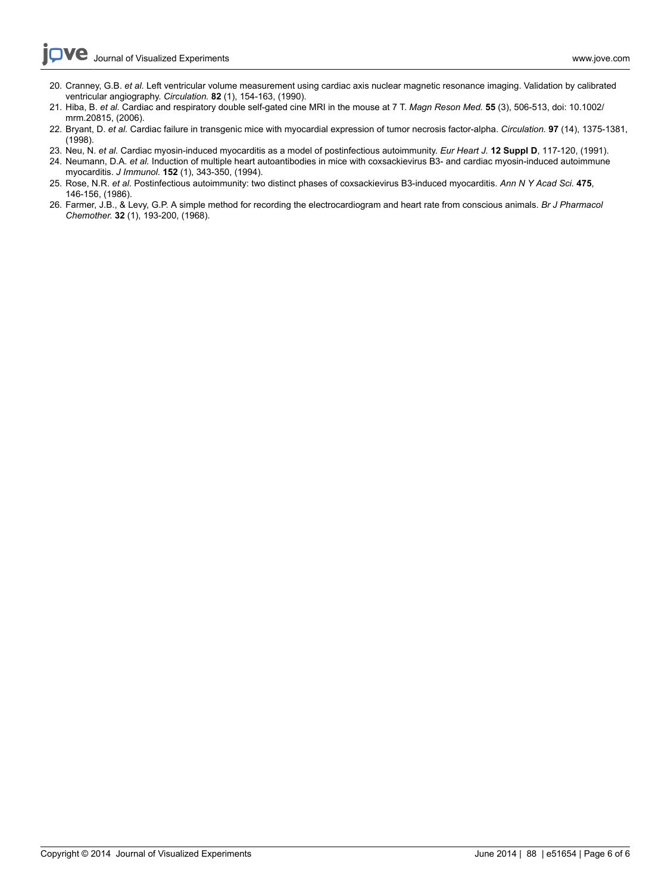20. Cranney, G.B. *et al.* Left ventricular volume measurement using cardiac axis nuclear magnetic resonance imaging. Validation by calibrated ventricular angiography. *Circulation.* **82** (1), 154-163, (1990).
21. Hiba, B. *et al.* Cardiac and respiratory double self-gated cine MRI in the mouse at 7 T. *Magn Reson Med.* **55** (3), 506-513, doi: 10.1002/mrm.20815, (2006).
22. Bryant, D. *et al.* Cardiac failure in transgenic mice with myocardial expression of tumor necrosis factor-alpha. *Circulation.* **97** (14), 1375-1381, (1998).
23. Neu, N. *et al.* Cardiac myosin-induced myocarditis as a model of postinfectious autoimmunity. *Eur Heart J.* **12 Suppl D**, 117-120, (1991).
24. Neumann, D.A. *et al.* Induction of multiple heart autoantibodies in mice with coxsackievirus B3- and cardiac myosin-induced autoimmune myocarditis. *J Immunol.* **152** (1), 343-350, (1994).
25. Rose, N.R. *et al.* Postinfectious autoimmunity: two distinct phases of coxsackievirus B3-induced myocarditis. *Ann N Y Acad Sci.* **475**, 146-156, (1986).
26. Farmer, J.B., & Levy, G.P. A simple method for recording the electrocardiogram and heart rate from conscious animals. *Br J Pharmacol Chemother.* **32** (1), 193-200, (1968).